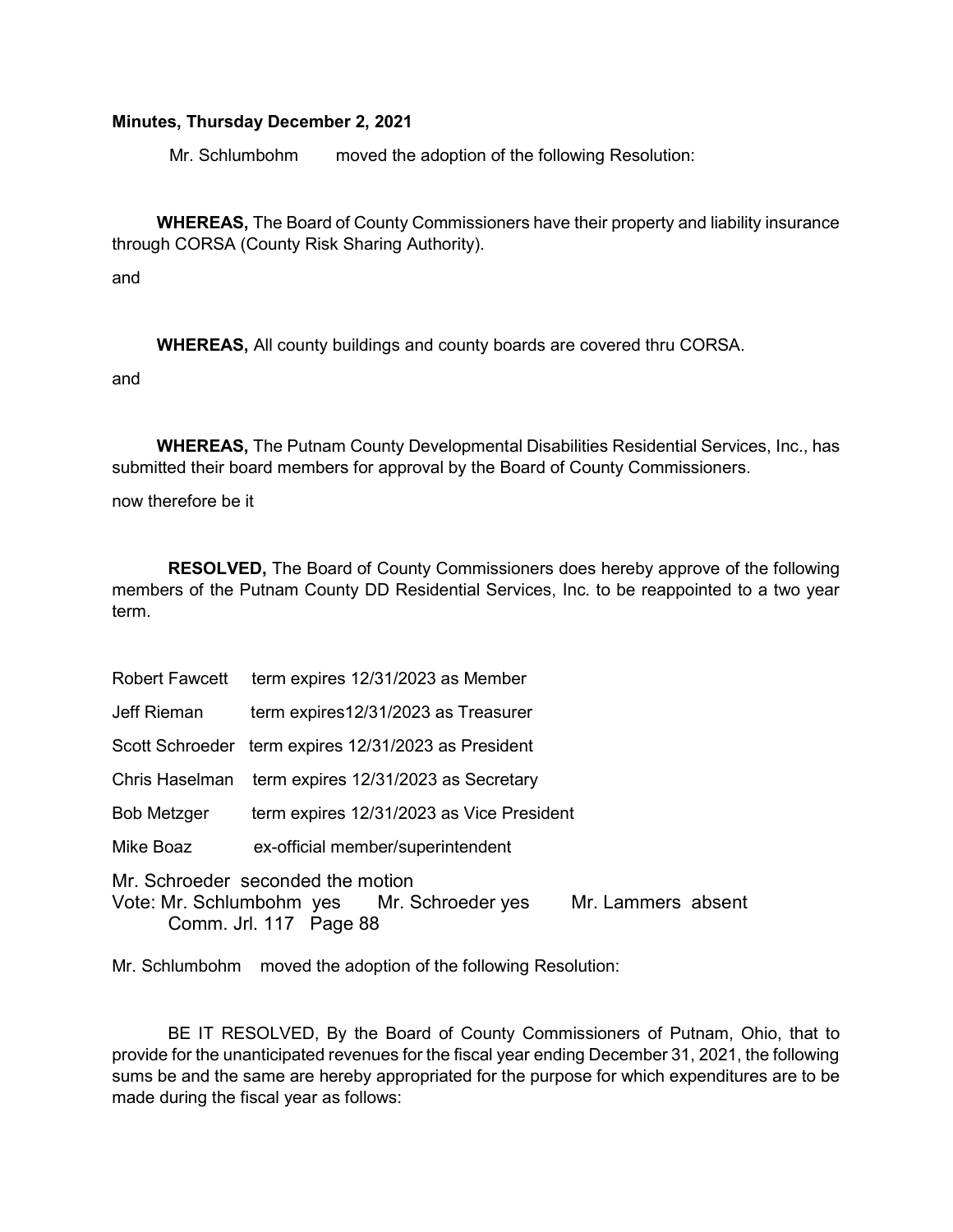**Minutes, Thursday December 2, 2021**

Mr. Schlumbohm moved the adoption of the following Resolution:

**WHEREAS,** The Board of County Commissioners have their property and liability insurance through CORSA (County Risk Sharing Authority).

and

**WHEREAS,** All county buildings and county boards are covered thru CORSA.

and

**WHEREAS,** The Putnam County Developmental Disabilities Residential Services, Inc., has submitted their board members for approval by the Board of County Commissioners.

now therefore be it

**RESOLVED,** The Board of County Commissioners does hereby approve of the following members of the Putnam County DD Residential Services, Inc. to be reappointed to a two year term.

Robert Fawcett term expires 12/31/2023 as Member

Jeff Rieman term expires12/31/2023 as Treasurer

Scott Schroeder term expires 12/31/2023 as President

Chris Haselman term expires 12/31/2023 as Secretary

Bob Metzger term expires 12/31/2023 as Vice President

Mike Boaz ex-official member/superintendent

Mr. Schroeder seconded the motion
Vote: Mr. Schlumbohm yes Mr. Schroeder yes Mr. Lammers absent
Comm. Jrl. 117 Page 88

Mr. Schlumbohm moved the adoption of the following Resolution:

BE IT RESOLVED, By the Board of County Commissioners of Putnam, Ohio, that to provide for the unanticipated revenues for the fiscal year ending December 31, 2021, the following sums be and the same are hereby appropriated for the purpose for which expenditures are to be made during the fiscal year as follows: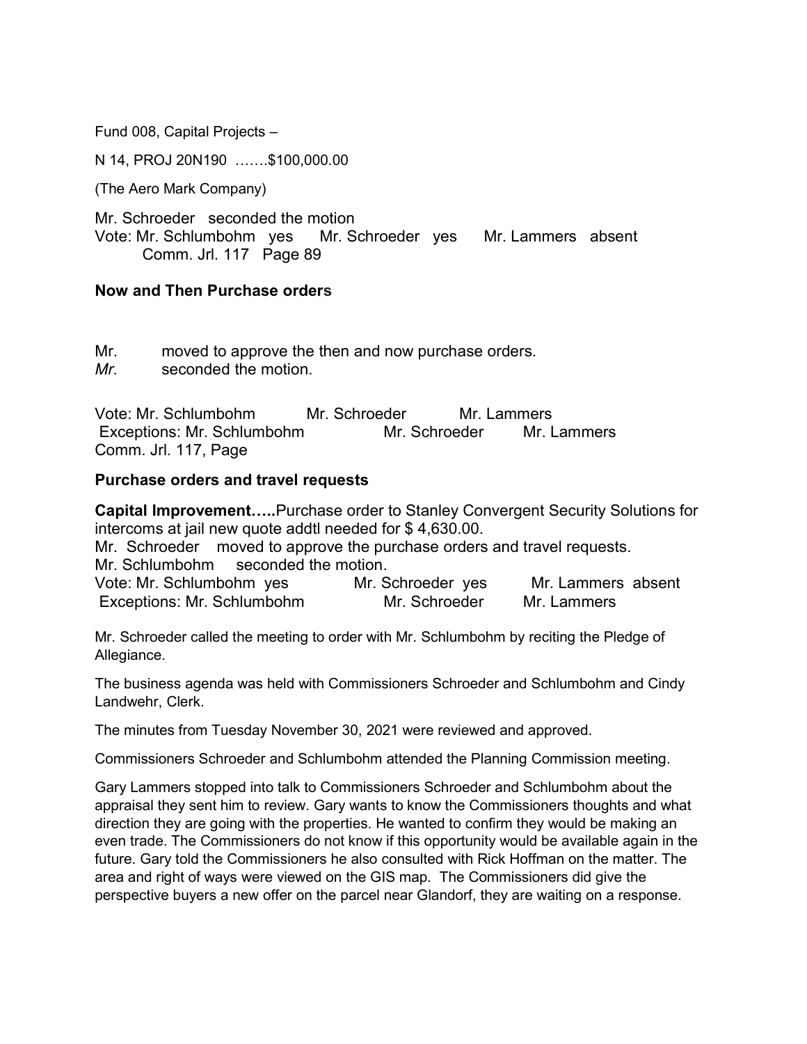Fund 008, Capital Projects –

N 14, PROJ 20N190 …….$100,000.00

(The Aero Mark Company)

Mr. Schroeder seconded the motion
Vote: Mr. Schlumbohm yes Mr. Schroeder yes Mr. Lammers absent
Comm. Jrl. 117 Page 89

**Now and Then Purchase orders**

Mr. moved to approve the then and now purchase orders.
*Mr.* seconded the motion.

Vote: Mr. Schlumbohm Mr. Schroeder Mr. Lammers
Exceptions: Mr. Schlumbohm Mr. Schroeder Mr. Lammers
Comm. Jrl. 117, Page

**Purchase orders and travel requests**

**Capital Improvement…..**Purchase order to Stanley Convergent Security Solutions for intercoms at jail new quote addtl needed for $ 4,630.00.
Mr. Schroeder moved to approve the purchase orders and travel requests.
Mr. Schlumbohm seconded the motion.
Vote: Mr. Schlumbohm yes Mr. Schroeder yes Mr. Lammers absent
Exceptions: Mr. Schlumbohm Mr. Schroeder Mr. Lammers

Mr. Schroeder called the meeting to order with Mr. Schlumbohm by reciting the Pledge of Allegiance.

The business agenda was held with Commissioners Schroeder and Schlumbohm and Cindy Landwehr, Clerk.

The minutes from Tuesday November 30, 2021 were reviewed and approved.

Commissioners Schroeder and Schlumbohm attended the Planning Commission meeting.

Gary Lammers stopped into talk to Commissioners Schroeder and Schlumbohm about the appraisal they sent him to review. Gary wants to know the Commissioners thoughts and what direction they are going with the properties. He wanted to confirm they would be making an even trade. The Commissioners do not know if this opportunity would be available again in the future. Gary told the Commissioners he also consulted with Rick Hoffman on the matter. The area and right of ways were viewed on the GIS map. The Commissioners did give the perspective buyers a new offer on the parcel near Glandorf, they are waiting on a response.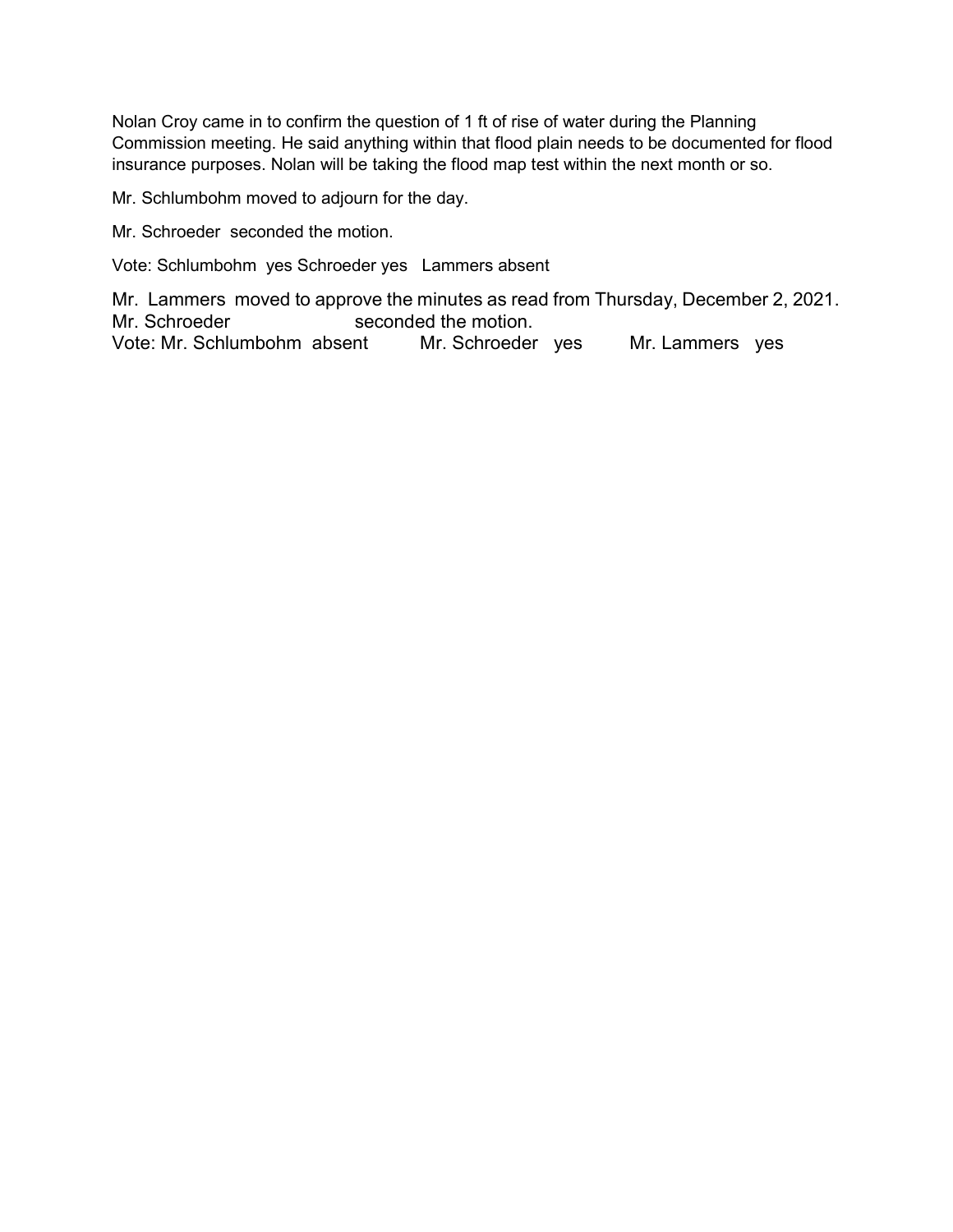Nolan Croy came in to confirm the question of 1 ft of rise of water during the Planning Commission meeting. He said anything within that flood plain needs to be documented for flood insurance purposes. Nolan will be taking the flood map test within the next month or so.

Mr. Schlumbohm moved to adjourn for the day.

Mr. Schroeder seconded the motion.

Vote: Schlumbohm yes Schroeder yes Lammers absent

Mr. Lammers moved to approve the minutes as read from Thursday, December 2, 2021.
Mr. Schroeder seconded the motion.
Vote: Mr. Schlumbohm absent Mr. Schroeder yes Mr. Lammers yes